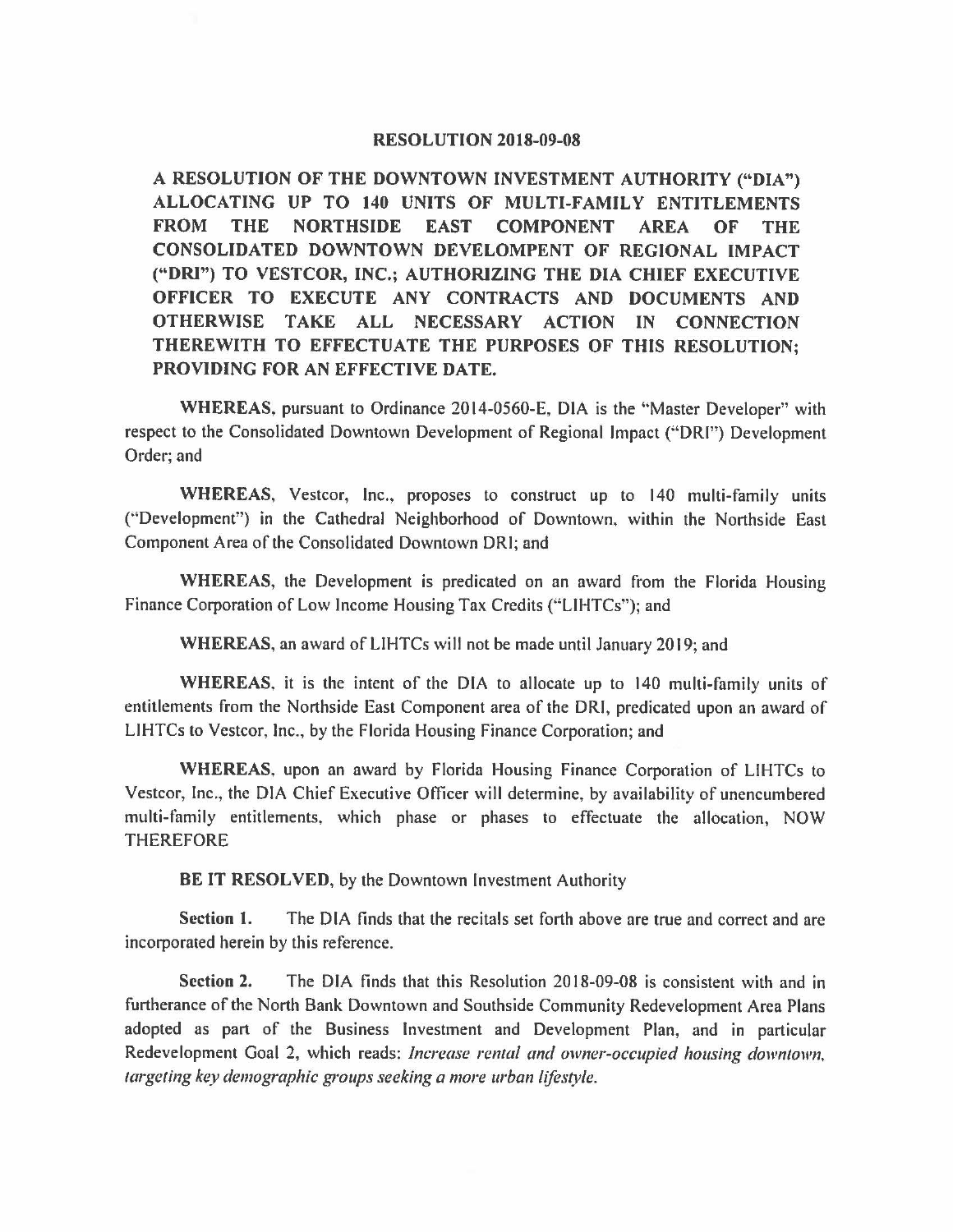# RESOLUTION 2018-09-08

**A RESOLUTION OF THE DOWNTOWN INVESTMENT AUTHORITY ("DIA") ALLOCATING UP TO 140 UNITS OF MULTI-FAMILY ENTITLEMENTS FROM THE NORTHSIDE EAST COMPONENT AREA OF THE CONSOLIDATED DOWNTOWN DEVELOMPENT OF REGIONAL IMPACT ("DRI") TO VESTCOR, INC.; AUTHORIZING THE DIA CHIEF EXECUTIVE OFFICER TO EXECUTE ANY CONTRACTS AND DOCUMENTS AND OTHERWISE TAKE ALL NECESSARY ACTION IN CONNECTION THEREWITH TO EFFECTUATE THE PURPOSES OF THIS RESOLUTION; PROVIDING FOR AN EFFECTIVE DATE.**

**WHEREAS**, pursuant to Ordinance 2014-0560-E, DIA is the "Master Developer" with respect to the Consolidated Downtown Development of Regional Impact ("DRI") Development Order; and

**WHEREAS**, Vestcor, Inc., proposes to construct up to 140 multi-family units ("Development") in the Cathedral Neighborhood of Downtown, within the Northside East Component Area of the Consolidated Downtown DRI; and

**WHEREAS**, the Development is predicated on an award from the Florida Housing Finance Corporation of Low Income Housing Tax Credits ("LIHTCs"); and

**WHEREAS**, an award of LIHTCs will not be made until January 2019; and

**WHEREAS**, it is the intent of the DIA to allocate up to 140 multi-family units of entitlements from the Northside East Component area of the DRI, predicated upon an award of LIHTCs to Vestcor, Inc., by the Florida Housing Finance Corporation; and

**WHEREAS**, upon an award by Florida Housing Finance Corporation of LIHTCs to Vestcor, Inc., the DIA Chief Executive Officer will determine, by availability of unencumbered multi-family entitlements, which phase or phases to effectuate the allocation, NOW THEREFORE

**BE IT RESOLVED**, by the Downtown Investment Authority

**Section 1.** The DIA finds that the recitals set forth above are true and correct and are incorporated herein by this reference.

**Section 2.** The DIA finds that this Resolution 2018-09-08 is consistent with and in furtherance of the North Bank Downtown and Southside Community Redevelopment Area Plans adopted as part of the Business Investment and Development Plan, and in particular Redevelopment Goal 2, which reads: *Increase rental and owner-occupied housing downtown, targeting key demographic groups seeking a more urban lifestyle.*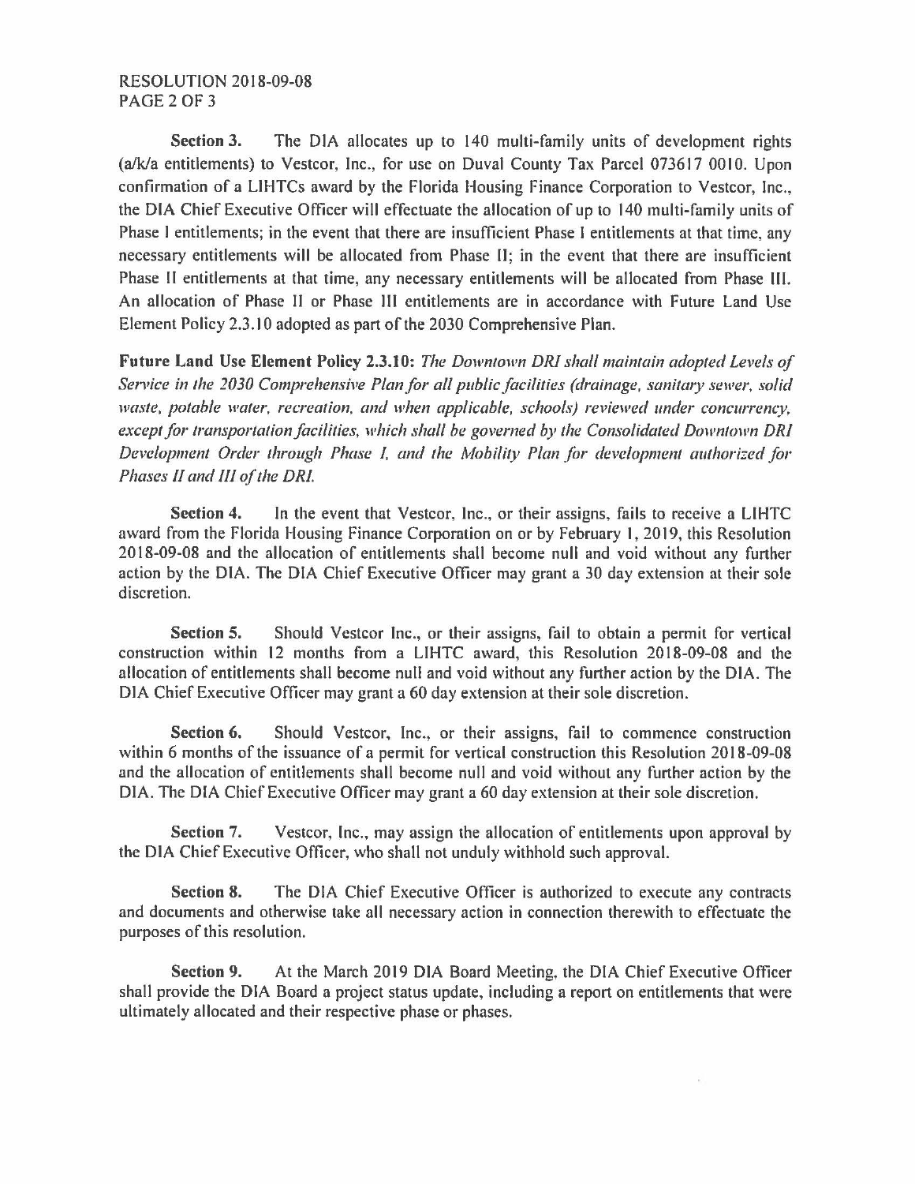**Section 3.** The DIA allocates up to 140 multi-family units of development rights (a/k/a entitlements) to Vestcor, Inc., for use on Duval County Tax Parcel 073617 0010. Upon confirmation of a LIHTCs award by the Florida Housing Finance Corporation to Vestcor, Inc., the DIA Chief Executive Officer will effectuate the allocation of up to 140 multi-family units of Phase I entitlements; in the event that there are insufficient Phase I entitlements at that time, any necessary entitlements will be allocated from Phase II; in the event that there are insufficient Phase II entitlements at that time, any necessary entitlements will be allocated from Phase III. An allocation of Phase II or Phase III entitlements are in accordance with Future Land Use Element Policy 2.3.10 adopted as part of the 2030 Comprehensive Plan.

**Future Land Use Element Policy 2.3.10:** *The Downtown DRI shall maintain adopted Levels of Service in the 2030 Comprehensive Plan for all public facilities (drainage, sanitary sewer, solid waste, potable water, recreation, and when applicable, schools) reviewed under concurrency, except for transportation facilities, which shall be governed by the Consolidated Downtown DRI Development Order through Phase I, and the Mobility Plan for development authorized for Phases II and III of the DRI.*

**Section 4.** In the event that Vestcor, Inc., or their assigns, fails to receive a LIHTC award from the Florida Housing Finance Corporation on or by February 1, 2019, this Resolution 2018-09-08 and the allocation of entitlements shall become null and void without any further action by the DIA. The DIA Chief Executive Officer may grant a 30 day extension at their sole discretion.

**Section 5.** Should Vestcor Inc., or their assigns, fail to obtain a permit for vertical construction within 12 months from a LIHTC award, this Resolution 2018-09-08 and the allocation of entitlements shall become null and void without any further action by the DIA. The DIA Chief Executive Officer may grant a 60 day extension at their sole discretion.

**Section 6.** Should Vestcor, Inc., or their assigns, fail to commence construction within 6 months of the issuance of a permit for vertical construction this Resolution 2018-09-08 and the allocation of entitlements shall become null and void without any further action by the DIA. The DIA Chief Executive Officer may grant a 60 day extension at their sole discretion.

**Section 7.** Vestcor, Inc., may assign the allocation of entitlements upon approval by the DIA Chief Executive Officer, who shall not unduly withhold such approval.

**Section 8.** The DIA Chief Executive Officer is authorized to execute any contracts and documents and otherwise take all necessary action in connection therewith to effectuate the purposes of this resolution.

**Section 9.** At the March 2019 DIA Board Meeting, the DIA Chief Executive Officer shall provide the DIA Board a project status update, including a report on entitlements that were ultimately allocated and their respective phase or phases.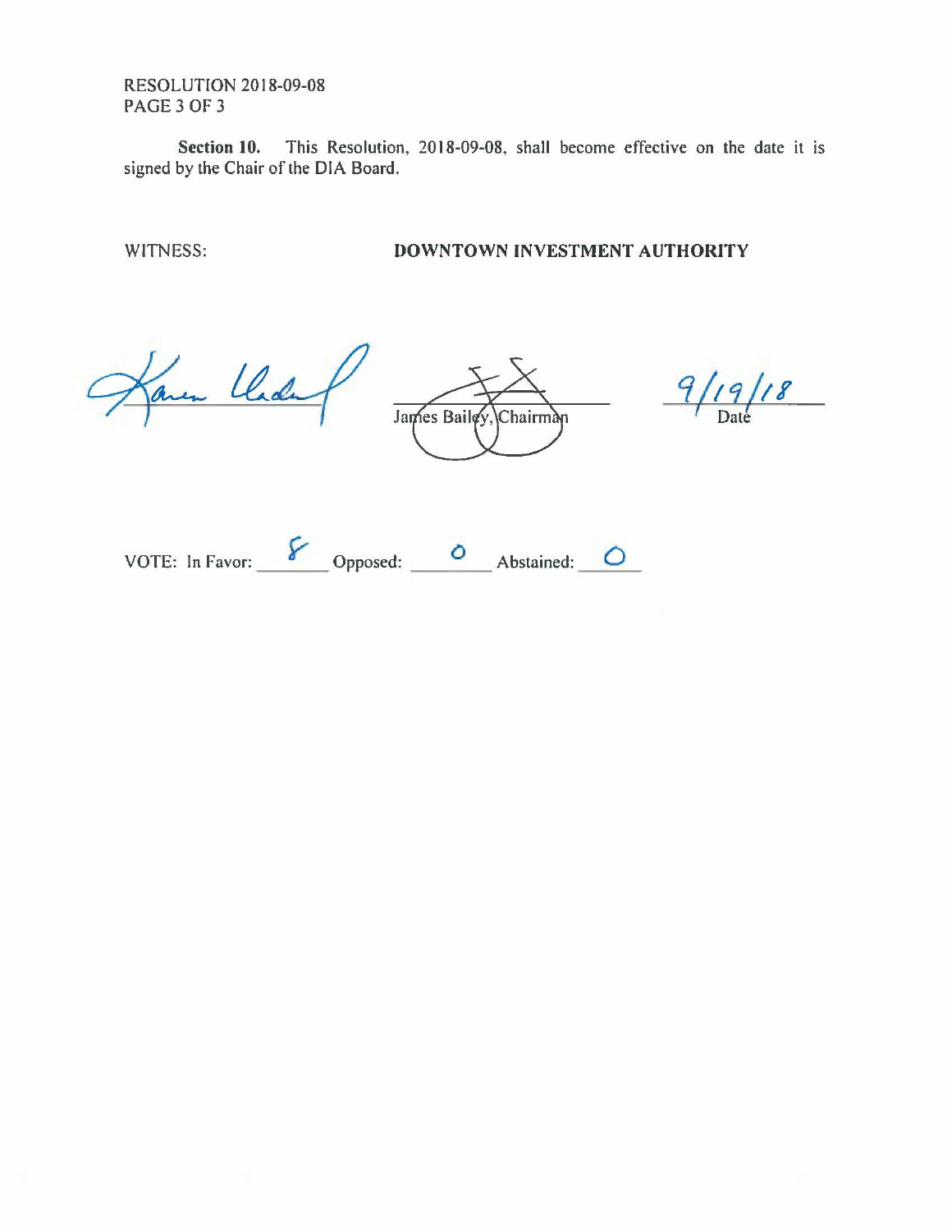RESOLUTION 2018-09-08
PAGE 3 OF 3

**Section 10.** This Resolution, 2018-09-08, shall become effective on the date it is signed by the Chair of the DIA Board.

WITNESS:

**DOWNTOWN INVESTMENT AUTHORITY**

James Bailey, Chairman

9/19/18
Date

VOTE: In Favor: 8 Opposed: 0 Abstained: 0